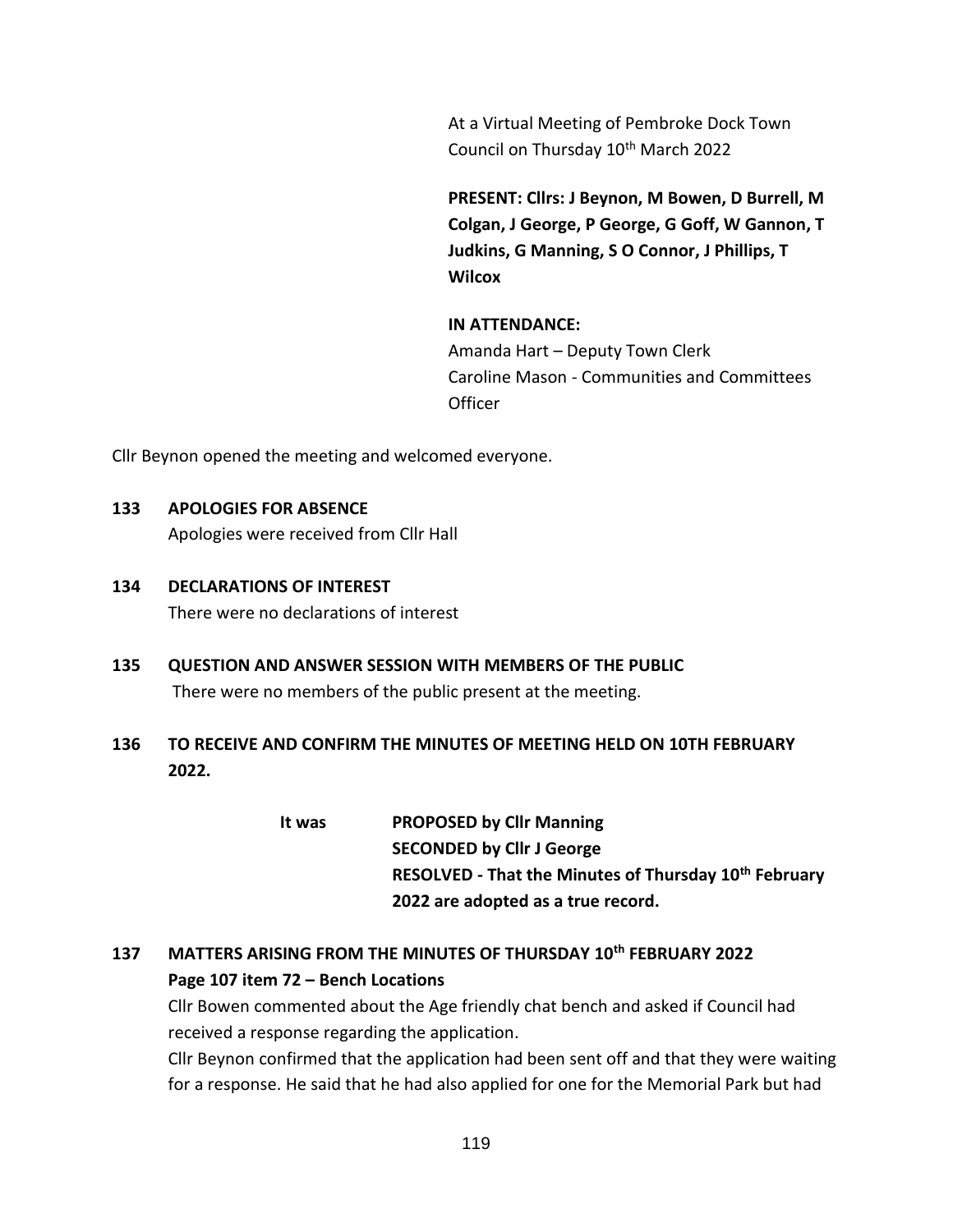At a Virtual Meeting of Pembroke Dock Town Council on Thursday 10th March 2022

**PRESENT: Cllrs: J Beynon, M Bowen, D Burrell, M Colgan, J George, P George, G Goff, W Gannon, T Judkins, G Manning, S O Connor, J Phillips, T Wilcox**

**IN ATTENDANCE:**
Amanda Hart – Deputy Town Clerk
Caroline Mason - Communities and Committees Officer

Cllr Beynon opened the meeting and welcomed everyone.

**133 APOLOGIES FOR ABSENCE**

Apologies were received from Cllr Hall

**134 DECLARATIONS OF INTEREST**

There were no declarations of interest

**135 QUESTION AND ANSWER SESSION WITH MEMBERS OF THE PUBLIC**

There were no members of the public present at the meeting.

**136 TO RECEIVE AND CONFIRM THE MINUTES OF MEETING HELD ON 10TH FEBRUARY 2022.**

**It was PROPOSED by Cllr Manning**
**SECONDED by Cllr J George**
**RESOLVED - That the Minutes of Thursday 10th February 2022 are adopted as a true record.**

**137 MATTERS ARISING FROM THE MINUTES OF THURSDAY 10th FEBRUARY 2022**

**Page 107 item 72 – Bench Locations**

Cllr Bowen commented about the Age friendly chat bench and asked if Council had received a response regarding the application.

Cllr Beynon confirmed that the application had been sent off and that they were waiting for a response. He said that he had also applied for one for the Memorial Park but had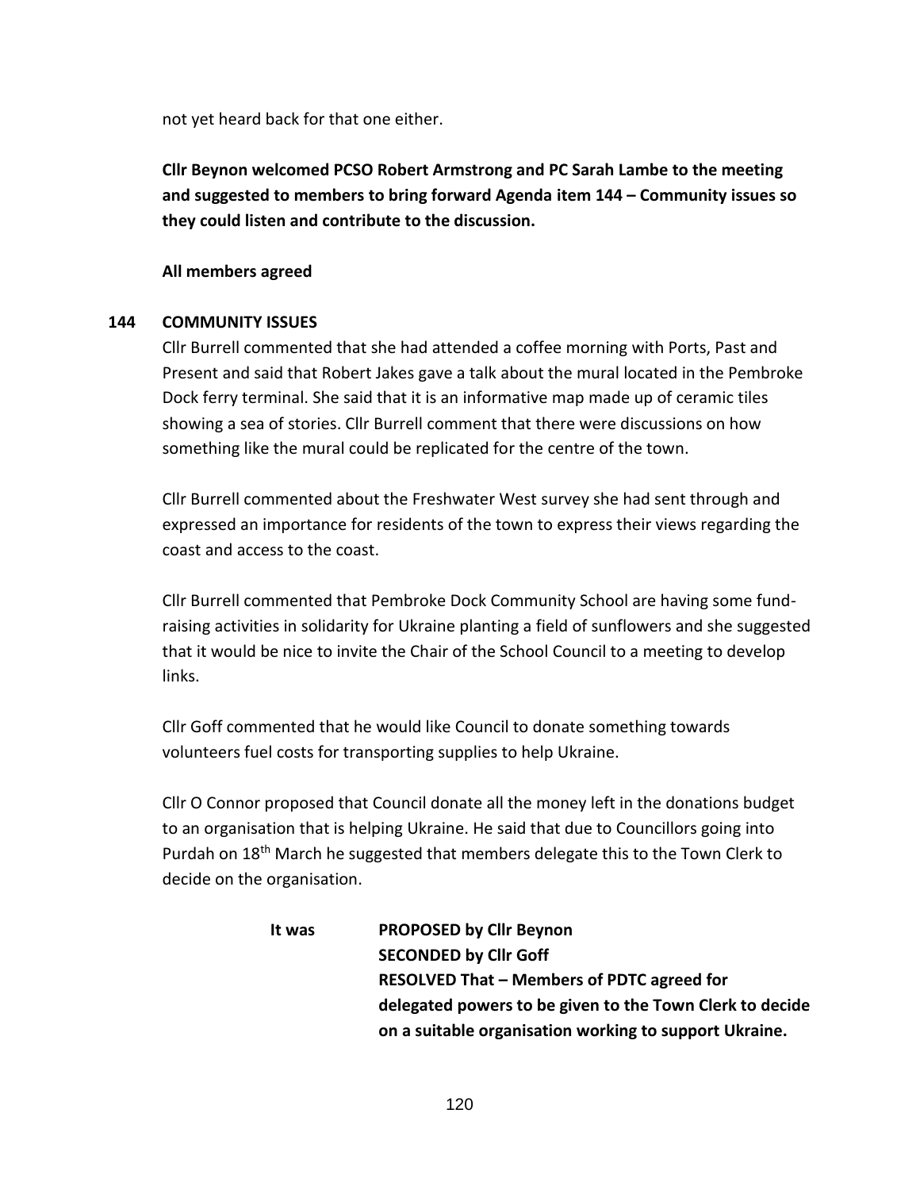not yet heard back for that one either.

**Cllr Beynon welcomed PCSO Robert Armstrong and PC Sarah Lambe to the meeting and suggested to members to bring forward Agenda item 144 – Community issues so they could listen and contribute to the discussion.**

**All members agreed**

## 144 COMMUNITY ISSUES

Cllr Burrell commented that she had attended a coffee morning with Ports, Past and Present and said that Robert Jakes gave a talk about the mural located in the Pembroke Dock ferry terminal. She said that it is an informative map made up of ceramic tiles showing a sea of stories. Cllr Burrell comment that there were discussions on how something like the mural could be replicated for the centre of the town.

Cllr Burrell commented about the Freshwater West survey she had sent through and expressed an importance for residents of the town to express their views regarding the coast and access to the coast.

Cllr Burrell commented that Pembroke Dock Community School are having some fund-raising activities in solidarity for Ukraine planting a field of sunflowers and she suggested that it would be nice to invite the Chair of the School Council to a meeting to develop links.

Cllr Goff commented that he would like Council to donate something towards volunteers fuel costs for transporting supplies to help Ukraine.

Cllr O Connor proposed that Council donate all the money left in the donations budget to an organisation that is helping Ukraine. He said that due to Councillors going into Purdah on 18th March he suggested that members delegate this to the Town Clerk to decide on the organisation.

**It was** **PROPOSED by Cllr Beynon**
**SECONDED by Cllr Goff**
**RESOLVED That – Members of PDTC agreed for delegated powers to be given to the Town Clerk to decide on a suitable organisation working to support Ukraine.**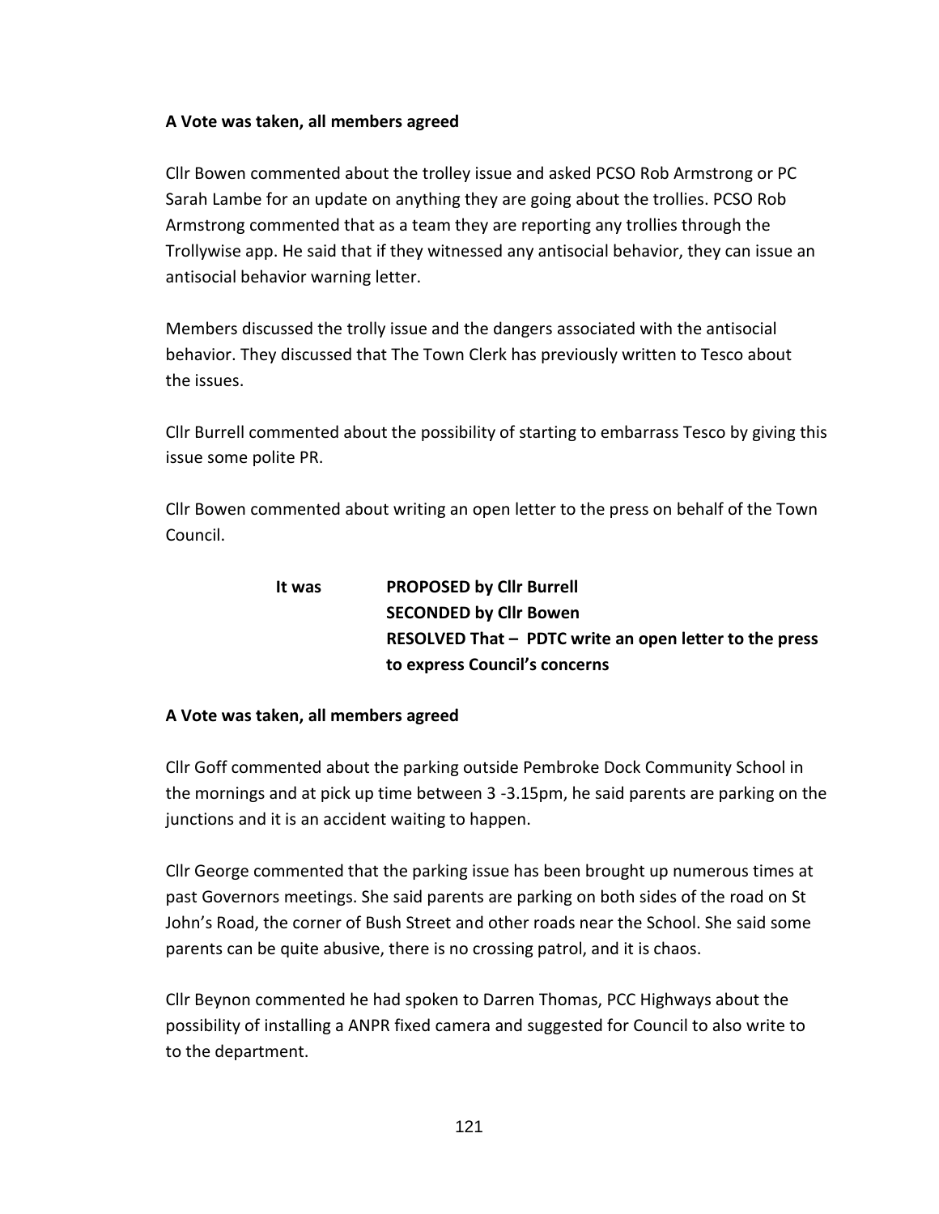**A Vote was taken, all members agreed**

Cllr Bowen commented about the trolley issue and asked PCSO Rob Armstrong or PC Sarah Lambe for an update on anything they are going about the trollies. PCSO Rob Armstrong commented that as a team they are reporting any trollies through the Trollywise app. He said that if they witnessed any antisocial behavior, they can issue an antisocial behavior warning letter.

Members discussed the trolly issue and the dangers associated with the antisocial behavior. They discussed that The Town Clerk has previously written to Tesco about the issues.

Cllr Burrell commented about the possibility of starting to embarrass Tesco by giving this issue some polite PR.

Cllr Bowen commented about writing an open letter to the press on behalf of the Town Council.

**It was** **PROPOSED by Cllr Burrell**
**SECONDED by Cllr Bowen**
**RESOLVED That – PDTC write an open letter to the press to express Council's concerns**

**A Vote was taken, all members agreed**

Cllr Goff commented about the parking outside Pembroke Dock Community School in the mornings and at pick up time between 3 -3.15pm, he said parents are parking on the junctions and it is an accident waiting to happen.

Cllr George commented that the parking issue has been brought up numerous times at past Governors meetings. She said parents are parking on both sides of the road on St John's Road, the corner of Bush Street and other roads near the School. She said some parents can be quite abusive, there is no crossing patrol, and it is chaos.

Cllr Beynon commented he had spoken to Darren Thomas, PCC Highways about the possibility of installing a ANPR fixed camera and suggested for Council to also write to to the department.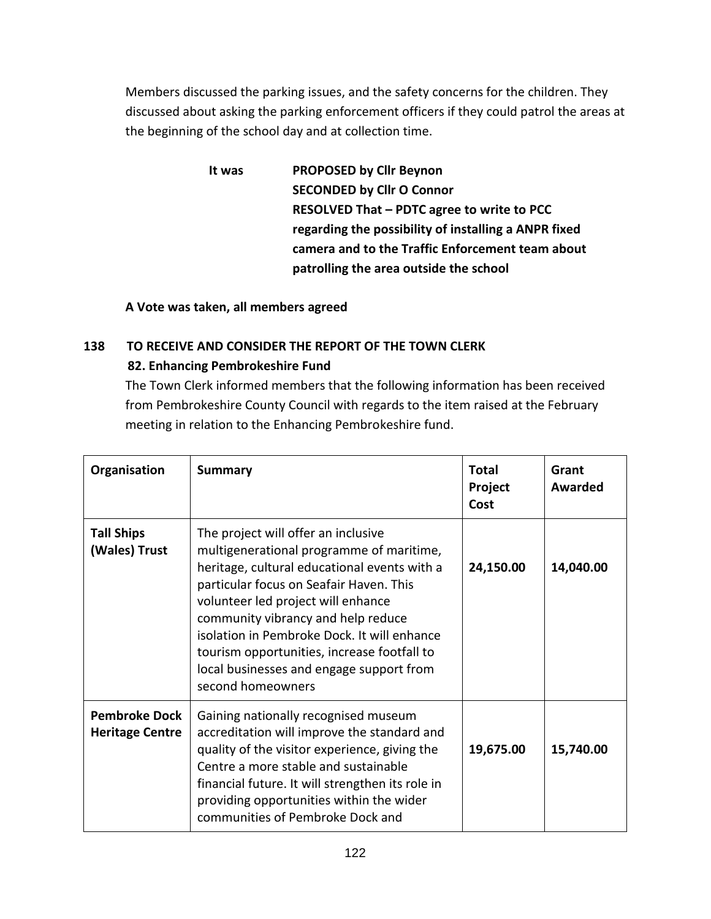Members discussed the parking issues, and the safety concerns for the children. They discussed about asking the parking enforcement officers if they could patrol the areas at the beginning of the school day and at collection time.

**It was** **PROPOSED by Cllr Beynon**
**SECONDED by Cllr O Connor**
**RESOLVED That – PDTC agree to write to PCC regarding the possibility of installing a ANPR fixed camera and to the Traffic Enforcement team about patrolling the area outside the school**

**A Vote was taken, all members agreed**

## 138 TO RECEIVE AND CONSIDER THE REPORT OF THE TOWN CLERK

### 82. Enhancing Pembrokeshire Fund

The Town Clerk informed members that the following information has been received from Pembrokeshire County Council with regards to the item raised at the February meeting in relation to the Enhancing Pembrokeshire fund.

| Organisation | Summary | Total Project Cost | Grant Awarded |
|---|---|---|---|
| **Tall Ships (Wales) Trust** | The project will offer an inclusive multigenerational programme of maritime, heritage, cultural educational events with a particular focus on Seafair Haven. This volunteer led project will enhance community vibrancy and help reduce isolation in Pembroke Dock. It will enhance tourism opportunities, increase footfall to local businesses and engage support from second homeowners | **24,150.00** | **14,040.00** |
| **Pembroke Dock Heritage Centre** | Gaining nationally recognised museum accreditation will improve the standard and quality of the visitor experience, giving the Centre a more stable and sustainable financial future. It will strengthen its role in providing opportunities within the wider communities of Pembroke Dock and | **19,675.00** | **15,740.00** |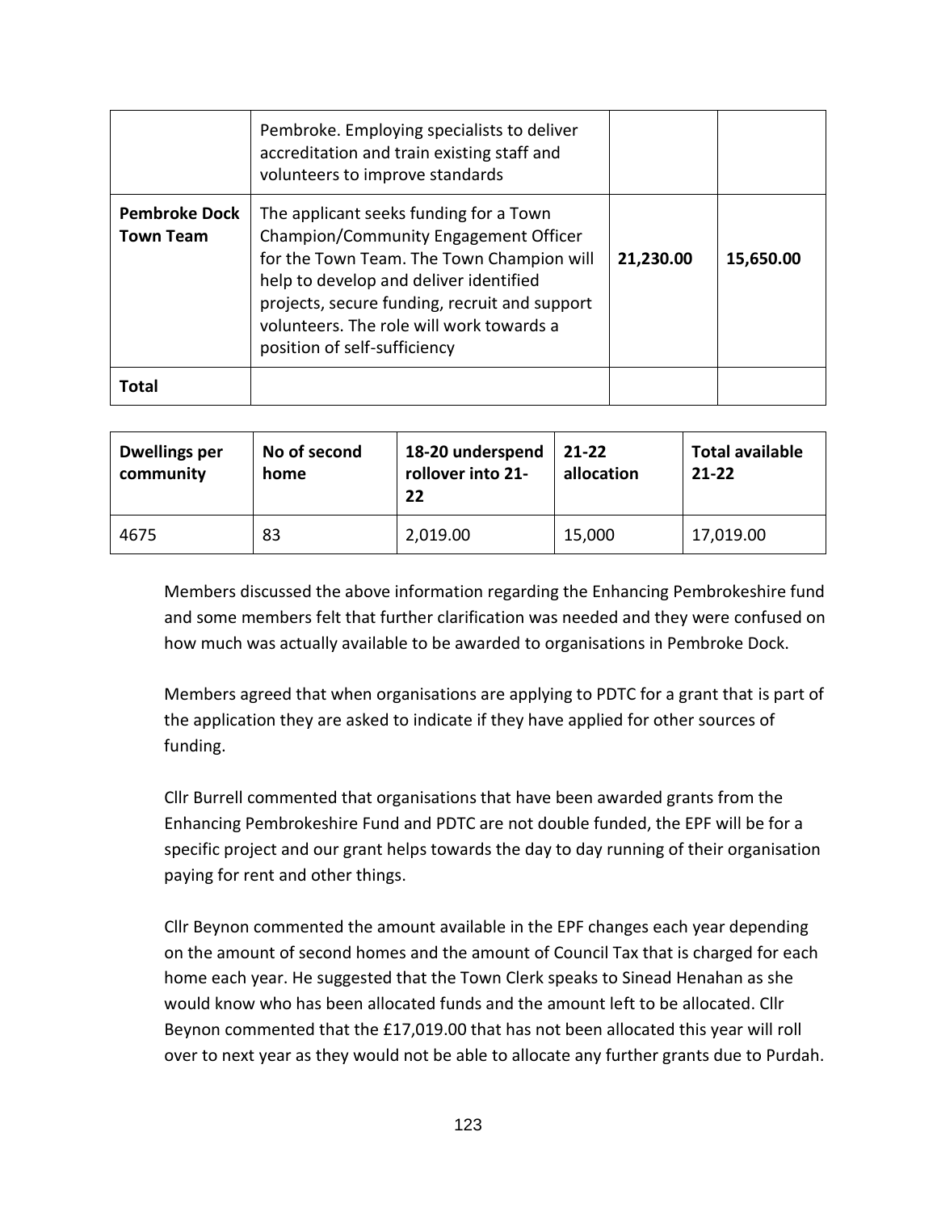|  |  |  |  |
|---|---|---|---|
|  | Pembroke. Employing specialists to deliver accreditation and train existing staff and volunteers to improve standards |  |  |
| **Pembroke Dock Town Team** | The applicant seeks funding for a Town Champion/Community Engagement Officer for the Town Team. The Town Champion will help to develop and deliver identified projects, secure funding, recruit and support volunteers. The role will work towards a position of self-sufficiency | **21,230.00** | **15,650.00** |
| **Total** |  |  |  |

| Dwellings per community | No of second home | 18-20 underspend rollover into 21-22 | 21-22 allocation | Total available 21-22 |
|---|---|---|---|---|
| 4675 | 83 | 2,019.00 | 15,000 | 17,019.00 |

Members discussed the above information regarding the Enhancing Pembrokeshire fund and some members felt that further clarification was needed and they were confused on how much was actually available to be awarded to organisations in Pembroke Dock.

Members agreed that when organisations are applying to PDTC for a grant that is part of the application they are asked to indicate if they have applied for other sources of funding.

Cllr Burrell commented that organisations that have been awarded grants from the Enhancing Pembrokeshire Fund and PDTC are not double funded, the EPF will be for a specific project and our grant helps towards the day to day running of their organisation paying for rent and other things.

Cllr Beynon commented the amount available in the EPF changes each year depending on the amount of second homes and the amount of Council Tax that is charged for each home each year. He suggested that the Town Clerk speaks to Sinead Henahan as she would know who has been allocated funds and the amount left to be allocated. Cllr Beynon commented that the £17,019.00 that has not been allocated this year will roll over to next year as they would not be able to allocate any further grants due to Purdah.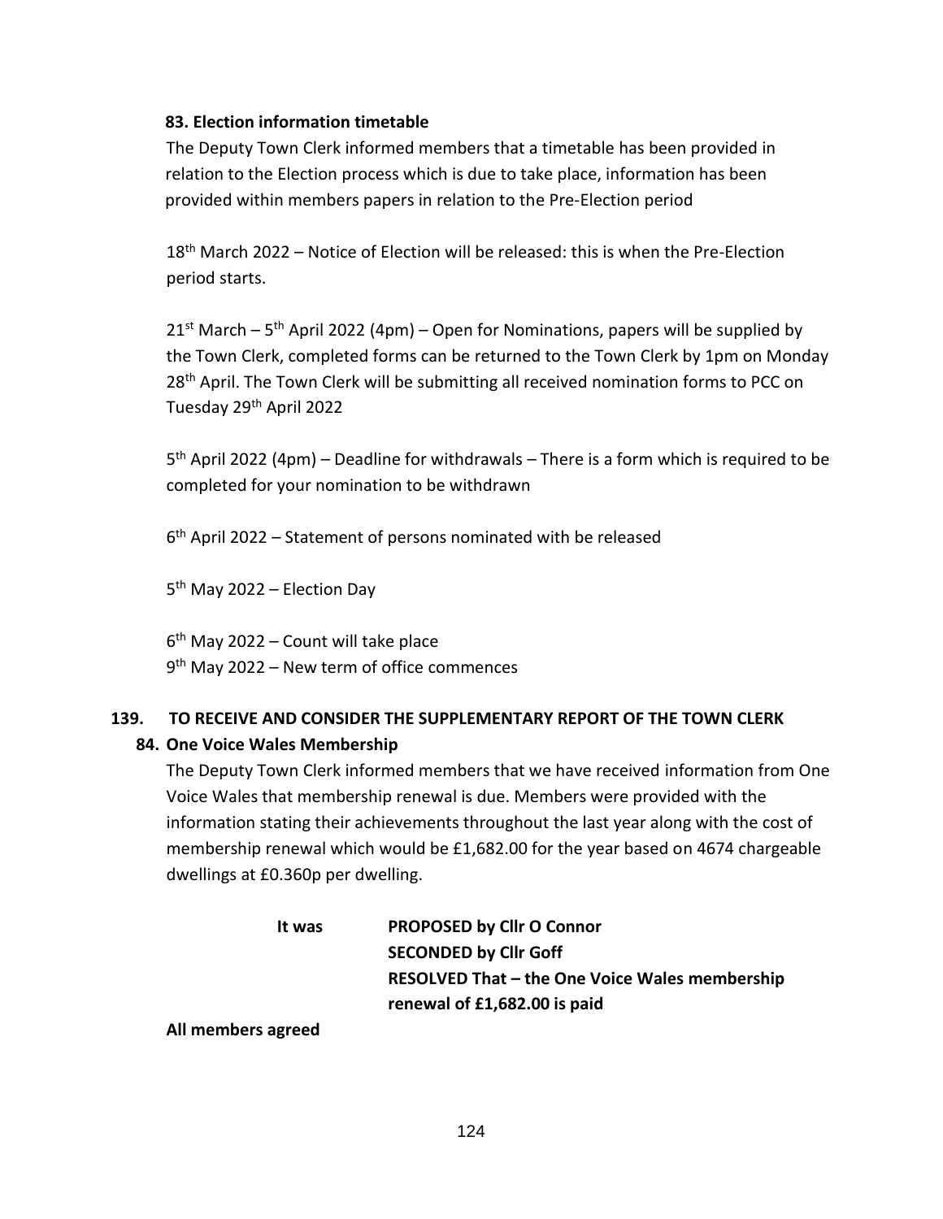**83. Election information timetable**

The Deputy Town Clerk informed members that a timetable has been provided in relation to the Election process which is due to take place, information has been provided within members papers in relation to the Pre-Election period

18th March 2022 – Notice of Election will be released: this is when the Pre-Election period starts.

21st March – 5th April 2022 (4pm) – Open for Nominations, papers will be supplied by the Town Clerk, completed forms can be returned to the Town Clerk by 1pm on Monday 28th April. The Town Clerk will be submitting all received nomination forms to PCC on Tuesday 29th April 2022

5th April 2022 (4pm) – Deadline for withdrawals – There is a form which is required to be completed for your nomination to be withdrawn

6th April 2022 – Statement of persons nominated with be released

5th May 2022 – Election Day

6th May 2022 – Count will take place
9th May 2022 – New term of office commences

## 139. TO RECEIVE AND CONSIDER THE SUPPLEMENTARY REPORT OF THE TOWN CLERK

**84. One Voice Wales Membership**

The Deputy Town Clerk informed members that we have received information from One Voice Wales that membership renewal is due. Members were provided with the information stating their achievements throughout the last year along with the cost of membership renewal which would be £1,682.00 for the year based on 4674 chargeable dwellings at £0.360p per dwelling.

**It was** **PROPOSED by Cllr O Connor**
**SECONDED by Cllr Goff**
**RESOLVED That – the One Voice Wales membership renewal of £1,682.00 is paid**

**All members agreed**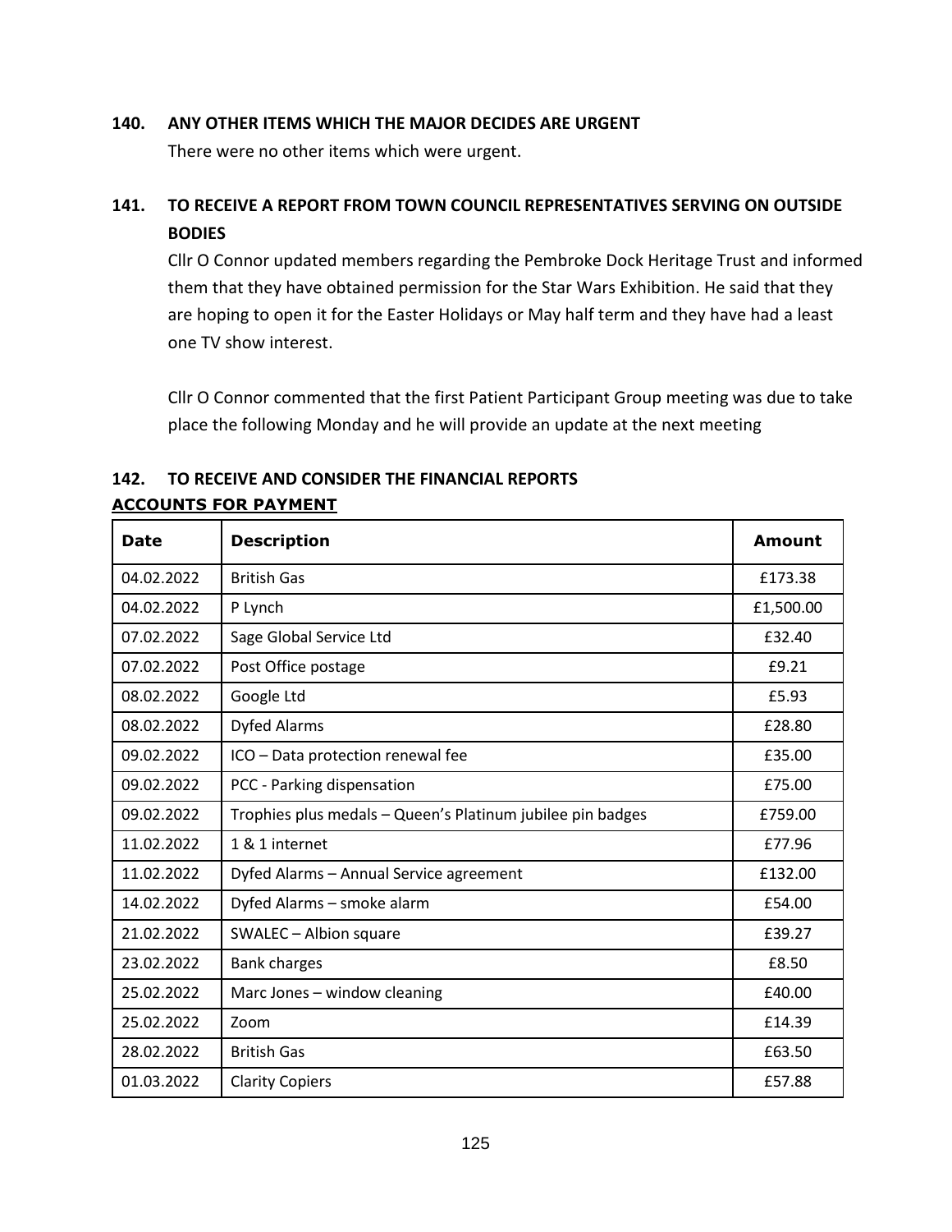**140. ANY OTHER ITEMS WHICH THE MAJOR DECIDES ARE URGENT**

There were no other items which were urgent.

**141. TO RECEIVE A REPORT FROM TOWN COUNCIL REPRESENTATIVES SERVING ON OUTSIDE BODIES**

Cllr O Connor updated members regarding the Pembroke Dock Heritage Trust and informed them that they have obtained permission for the Star Wars Exhibition. He said that they are hoping to open it for the Easter Holidays or May half term and they have had a least one TV show interest.

Cllr O Connor commented that the first Patient Participant Group meeting was due to take place the following Monday and he will provide an update at the next meeting

**142. TO RECEIVE AND CONSIDER THE FINANCIAL REPORTS**

**ACCOUNTS FOR PAYMENT**

| Date | Description | Amount |
|---|---|---|
| 04.02.2022 | British Gas | £173.38 |
| 04.02.2022 | P Lynch | £1,500.00 |
| 07.02.2022 | Sage Global Service Ltd | £32.40 |
| 07.02.2022 | Post Office postage | £9.21 |
| 08.02.2022 | Google Ltd | £5.93 |
| 08.02.2022 | Dyfed Alarms | £28.80 |
| 09.02.2022 | ICO – Data protection renewal fee | £35.00 |
| 09.02.2022 | PCC - Parking dispensation | £75.00 |
| 09.02.2022 | Trophies plus medals – Queen's Platinum jubilee pin badges | £759.00 |
| 11.02.2022 | 1 & 1 internet | £77.96 |
| 11.02.2022 | Dyfed Alarms – Annual Service agreement | £132.00 |
| 14.02.2022 | Dyfed Alarms – smoke alarm | £54.00 |
| 21.02.2022 | SWALEC – Albion square | £39.27 |
| 23.02.2022 | Bank charges | £8.50 |
| 25.02.2022 | Marc Jones – window cleaning | £40.00 |
| 25.02.2022 | Zoom | £14.39 |
| 28.02.2022 | British Gas | £63.50 |
| 01.03.2022 | Clarity Copiers | £57.88 |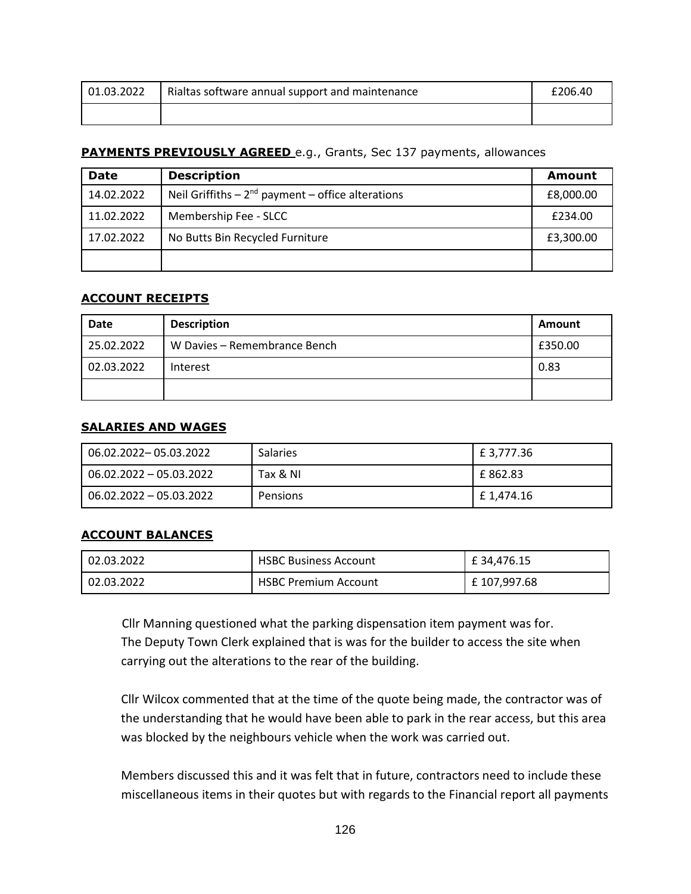| 01.03.2022 | Rialtas software annual support and maintenance | £206.40 |
|---|---|---|
| | | |

**PAYMENTS PREVIOUSLY AGREED** e.g., Grants, Sec 137 payments, allowances

| Date | Description | Amount |
|---|---|---|
| 14.02.2022 | Neil Griffiths – 2nd payment – office alterations | £8,000.00 |
| 11.02.2022 | Membership Fee - SLCC | £234.00 |
| 17.02.2022 | No Butts Bin Recycled Furniture | £3,300.00 |
| | | |

**ACCOUNT RECEIPTS**

| Date | Description | Amount |
|---|---|---|
| 25.02.2022 | W Davies – Remembrance Bench | £350.00 |
| 02.03.2022 | Interest | 0.83 |
| | | |

**SALARIES AND WAGES**

| | | |
|---|---|---|
| 06.02.2022– 05.03.2022 | Salaries | £ 3,777.36 |
| 06.02.2022 – 05.03.2022 | Tax & NI | £ 862.83 |
| 06.02.2022 – 05.03.2022 | Pensions | £ 1,474.16 |

**ACCOUNT BALANCES**

| | | |
|---|---|---|
| 02.03.2022 | HSBC Business Account | £ 34,476.15 |
| 02.03.2022 | HSBC Premium Account | £ 107,997.68 |

Cllr Manning questioned what the parking dispensation item payment was for. The Deputy Town Clerk explained that is was for the builder to access the site when carrying out the alterations to the rear of the building.

Cllr Wilcox commented that at the time of the quote being made, the contractor was of the understanding that he would have been able to park in the rear access, but this area was blocked by the neighbours vehicle when the work was carried out.

Members discussed this and it was felt that in future, contractors need to include these miscellaneous items in their quotes but with regards to the Financial report all payments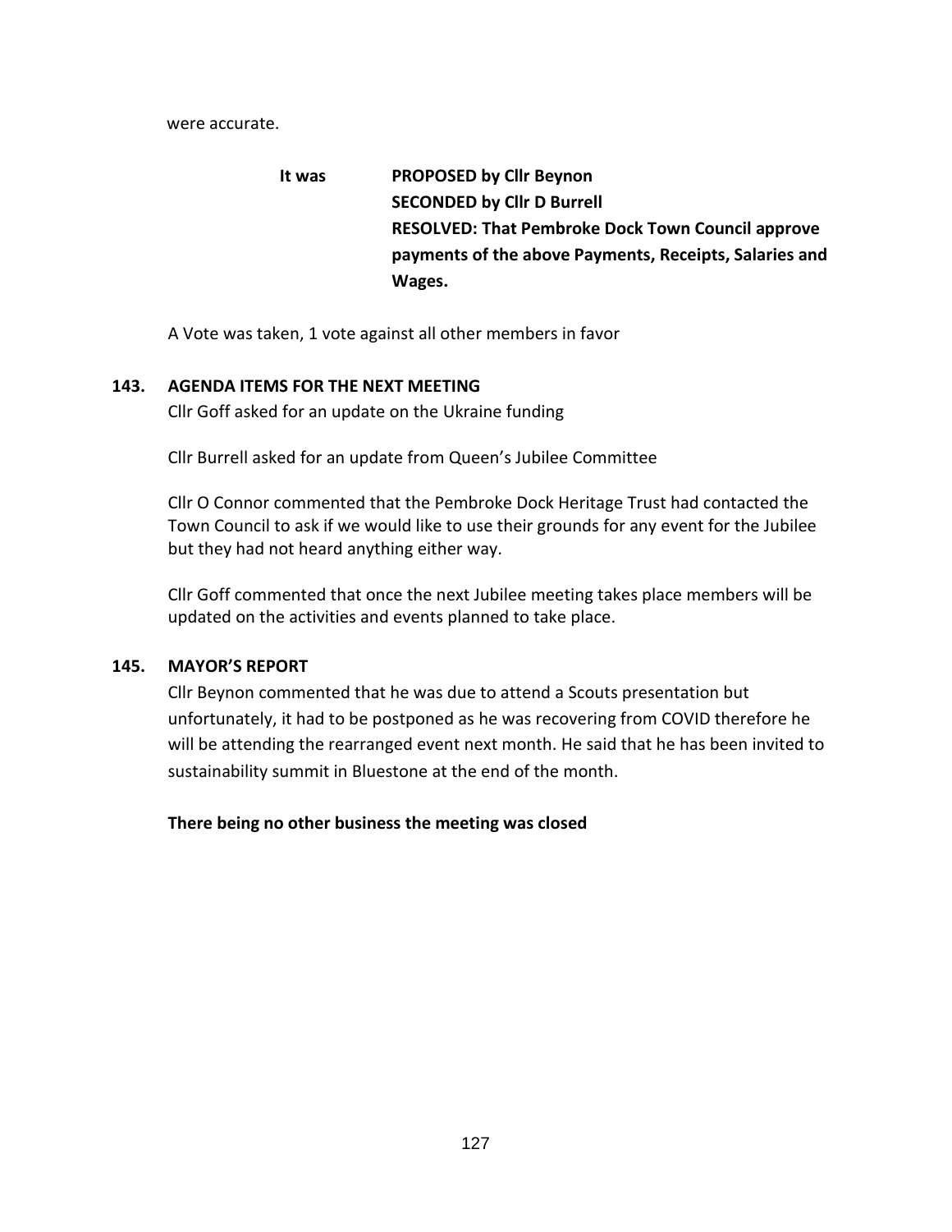were accurate.

**It was PROPOSED by Cllr Beynon**
**SECONDED by Cllr D Burrell**
**RESOLVED: That Pembroke Dock Town Council approve payments of the above Payments, Receipts, Salaries and Wages.**

A Vote was taken, 1 vote against all other members in favor

## 143. AGENDA ITEMS FOR THE NEXT MEETING

Cllr Goff asked for an update on the Ukraine funding

Cllr Burrell asked for an update from Queen's Jubilee Committee

Cllr O Connor commented that the Pembroke Dock Heritage Trust had contacted the Town Council to ask if we would like to use their grounds for any event for the Jubilee but they had not heard anything either way.

Cllr Goff commented that once the next Jubilee meeting takes place members will be updated on the activities and events planned to take place.

## 145. MAYOR'S REPORT

Cllr Beynon commented that he was due to attend a Scouts presentation but unfortunately, it had to be postponed as he was recovering from COVID therefore he will be attending the rearranged event next month. He said that he has been invited to sustainability summit in Bluestone at the end of the month.

**There being no other business the meeting was closed**